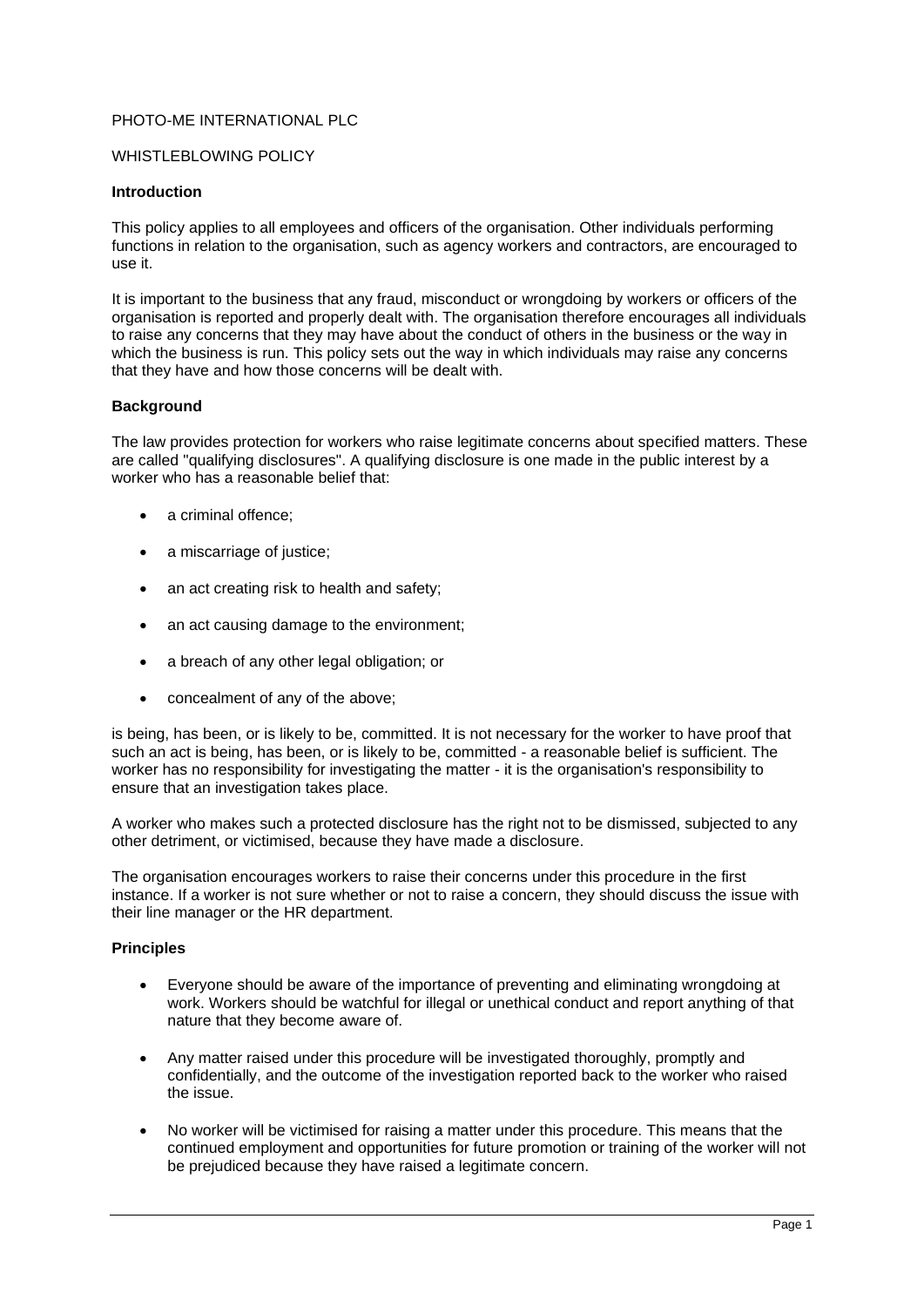PHOTO-ME INTERNATIONAL PLC

WHISTLEBLOWING POLICY

**Introduction**

This policy applies to all employees and officers of the organisation. Other individuals performing functions in relation to the organisation, such as agency workers and contractors, are encouraged to use it.

It is important to the business that any fraud, misconduct or wrongdoing by workers or officers of the organisation is reported and properly dealt with. The organisation therefore encourages all individuals to raise any concerns that they may have about the conduct of others in the business or the way in which the business is run. This policy sets out the way in which individuals may raise any concerns that they have and how those concerns will be dealt with.

**Background**

The law provides protection for workers who raise legitimate concerns about specified matters. These are called "qualifying disclosures". A qualifying disclosure is one made in the public interest by a worker who has a reasonable belief that:

- a criminal offence;
- a miscarriage of justice;
- an act creating risk to health and safety;
- an act causing damage to the environment;
- a breach of any other legal obligation; or
- concealment of any of the above;

is being, has been, or is likely to be, committed. It is not necessary for the worker to have proof that such an act is being, has been, or is likely to be, committed - a reasonable belief is sufficient. The worker has no responsibility for investigating the matter - it is the organisation's responsibility to ensure that an investigation takes place.

A worker who makes such a protected disclosure has the right not to be dismissed, subjected to any other detriment, or victimised, because they have made a disclosure.

The organisation encourages workers to raise their concerns under this procedure in the first instance. If a worker is not sure whether or not to raise a concern, they should discuss the issue with their line manager or the HR department.

**Principles**

- Everyone should be aware of the importance of preventing and eliminating wrongdoing at work. Workers should be watchful for illegal or unethical conduct and report anything of that nature that they become aware of.
- Any matter raised under this procedure will be investigated thoroughly, promptly and confidentially, and the outcome of the investigation reported back to the worker who raised the issue.
- No worker will be victimised for raising a matter under this procedure. This means that the continued employment and opportunities for future promotion or training of the worker will not be prejudiced because they have raised a legitimate concern.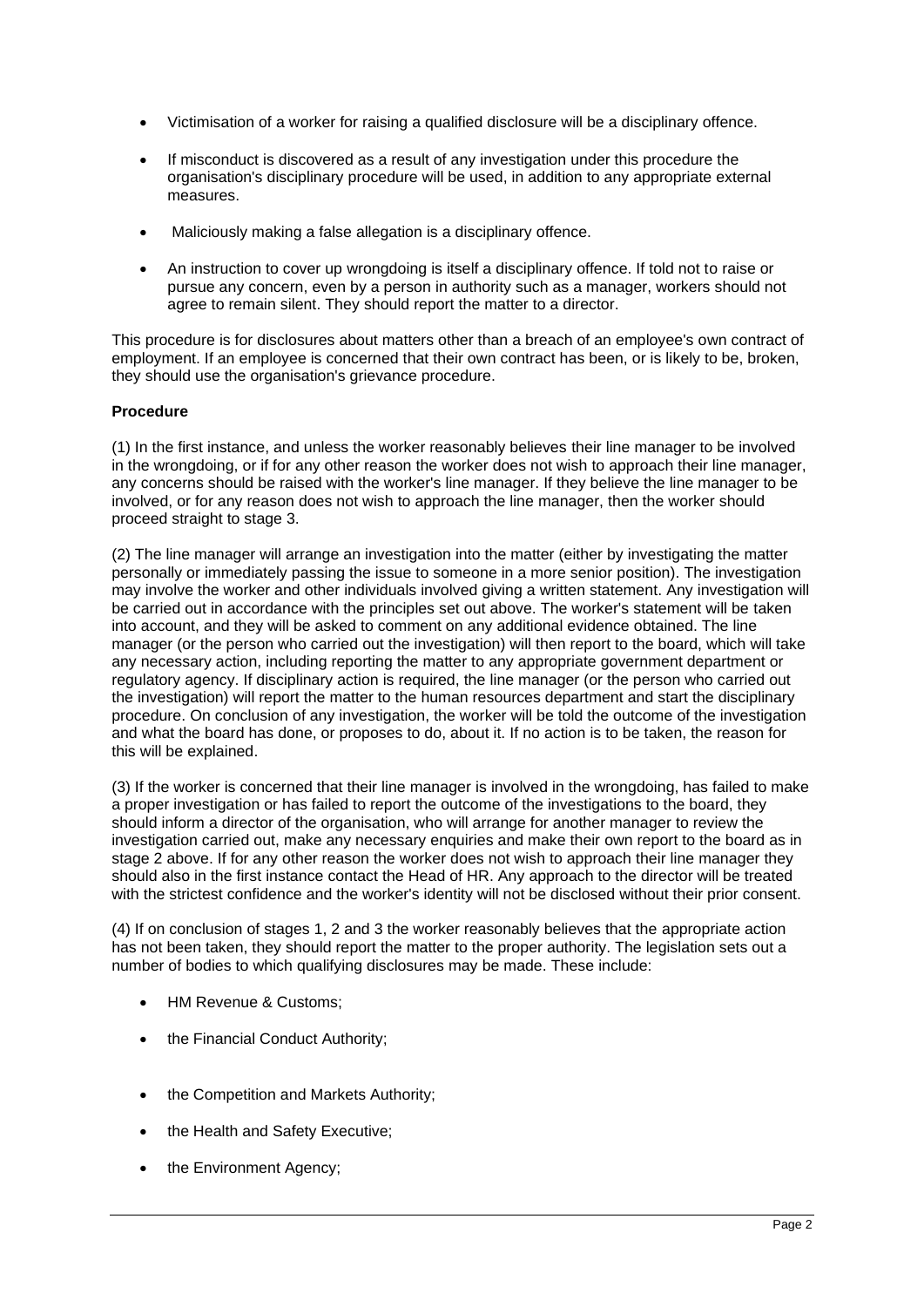- Victimisation of a worker for raising a qualified disclosure will be a disciplinary offence.
- If misconduct is discovered as a result of any investigation under this procedure the organisation's disciplinary procedure will be used, in addition to any appropriate external measures.
- Maliciously making a false allegation is a disciplinary offence.
- An instruction to cover up wrongdoing is itself a disciplinary offence. If told not to raise or pursue any concern, even by a person in authority such as a manager, workers should not agree to remain silent. They should report the matter to a director.

This procedure is for disclosures about matters other than a breach of an employee's own contract of employment. If an employee is concerned that their own contract has been, or is likely to be, broken, they should use the organisation's grievance procedure.

**Procedure**

(1) In the first instance, and unless the worker reasonably believes their line manager to be involved in the wrongdoing, or if for any other reason the worker does not wish to approach their line manager, any concerns should be raised with the worker's line manager. If they believe the line manager to be involved, or for any reason does not wish to approach the line manager, then the worker should proceed straight to stage 3.

(2) The line manager will arrange an investigation into the matter (either by investigating the matter personally or immediately passing the issue to someone in a more senior position). The investigation may involve the worker and other individuals involved giving a written statement. Any investigation will be carried out in accordance with the principles set out above. The worker's statement will be taken into account, and they will be asked to comment on any additional evidence obtained. The line manager (or the person who carried out the investigation) will then report to the board, which will take any necessary action, including reporting the matter to any appropriate government department or regulatory agency. If disciplinary action is required, the line manager (or the person who carried out the investigation) will report the matter to the human resources department and start the disciplinary procedure. On conclusion of any investigation, the worker will be told the outcome of the investigation and what the board has done, or proposes to do, about it. If no action is to be taken, the reason for this will be explained.

(3) If the worker is concerned that their line manager is involved in the wrongdoing, has failed to make a proper investigation or has failed to report the outcome of the investigations to the board, they should inform a director of the organisation, who will arrange for another manager to review the investigation carried out, make any necessary enquiries and make their own report to the board as in stage 2 above. If for any other reason the worker does not wish to approach their line manager they should also in the first instance contact the Head of HR. Any approach to the director will be treated with the strictest confidence and the worker's identity will not be disclosed without their prior consent.

(4) If on conclusion of stages 1, 2 and 3 the worker reasonably believes that the appropriate action has not been taken, they should report the matter to the proper authority. The legislation sets out a number of bodies to which qualifying disclosures may be made. These include:

- HM Revenue & Customs;
- the Financial Conduct Authority;
- the Competition and Markets Authority;
- the Health and Safety Executive;
- the Environment Agency;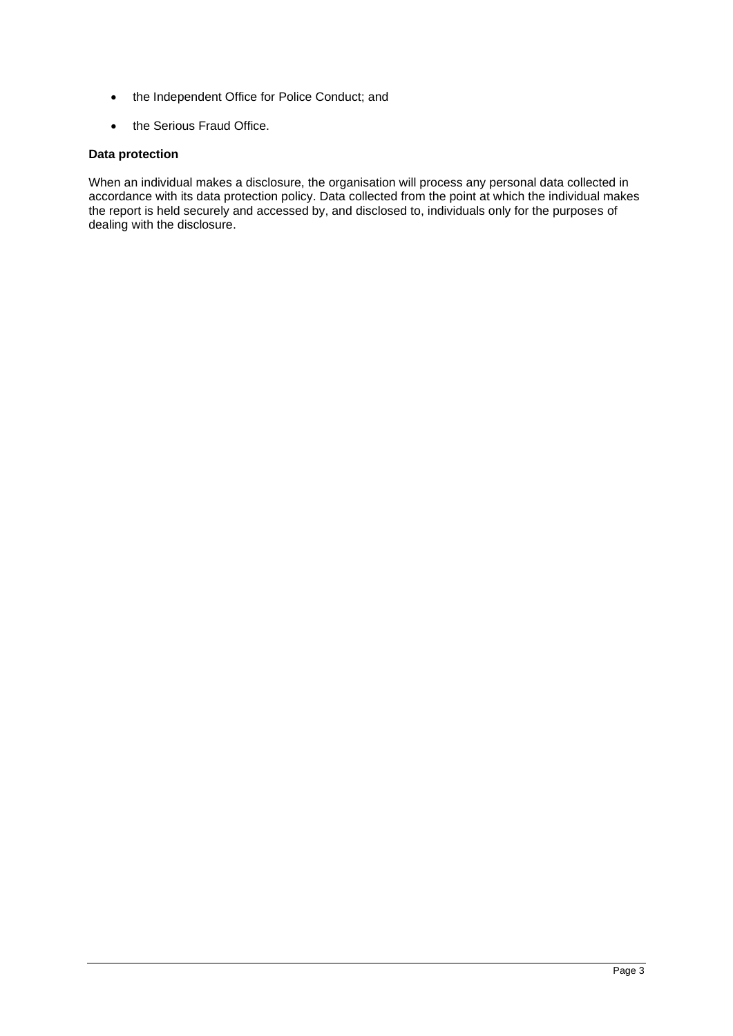- the Independent Office for Police Conduct; and
- the Serious Fraud Office.

**Data protection**

When an individual makes a disclosure, the organisation will process any personal data collected in accordance with its data protection policy. Data collected from the point at which the individual makes the report is held securely and accessed by, and disclosed to, individuals only for the purposes of dealing with the disclosure.